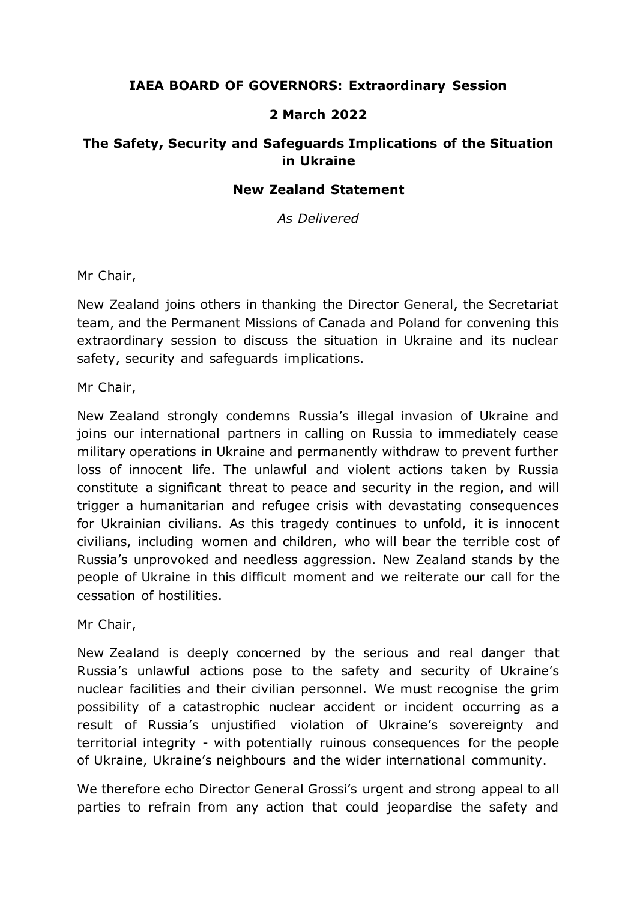**IAEA BOARD OF GOVERNORS: Extraordinary Session**

**2 March 2022**

**The Safety, Security and Safeguards Implications of the Situation in Ukraine**

**New Zealand Statement**

*As Delivered*

Mr Chair,

New Zealand joins others in thanking the Director General, the Secretariat team, and the Permanent Missions of Canada and Poland for convening this extraordinary session to discuss the situation in Ukraine and its nuclear safety, security and safeguards implications.

Mr Chair,

New Zealand strongly condemns Russia's illegal invasion of Ukraine and joins our international partners in calling on Russia to immediately cease military operations in Ukraine and permanently withdraw to prevent further loss of innocent life. The unlawful and violent actions taken by Russia constitute a significant threat to peace and security in the region, and will trigger a humanitarian and refugee crisis with devastating consequences for Ukrainian civilians. As this tragedy continues to unfold, it is innocent civilians, including women and children, who will bear the terrible cost of Russia's unprovoked and needless aggression. New Zealand stands by the people of Ukraine in this difficult moment and we reiterate our call for the cessation of hostilities.

Mr Chair,

New Zealand is deeply concerned by the serious and real danger that Russia's unlawful actions pose to the safety and security of Ukraine's nuclear facilities and their civilian personnel. We must recognise the grim possibility of a catastrophic nuclear accident or incident occurring as a result of Russia's unjustified violation of Ukraine's sovereignty and territorial integrity - with potentially ruinous consequences for the people of Ukraine, Ukraine's neighbours and the wider international community.

We therefore echo Director General Grossi's urgent and strong appeal to all parties to refrain from any action that could jeopardise the safety and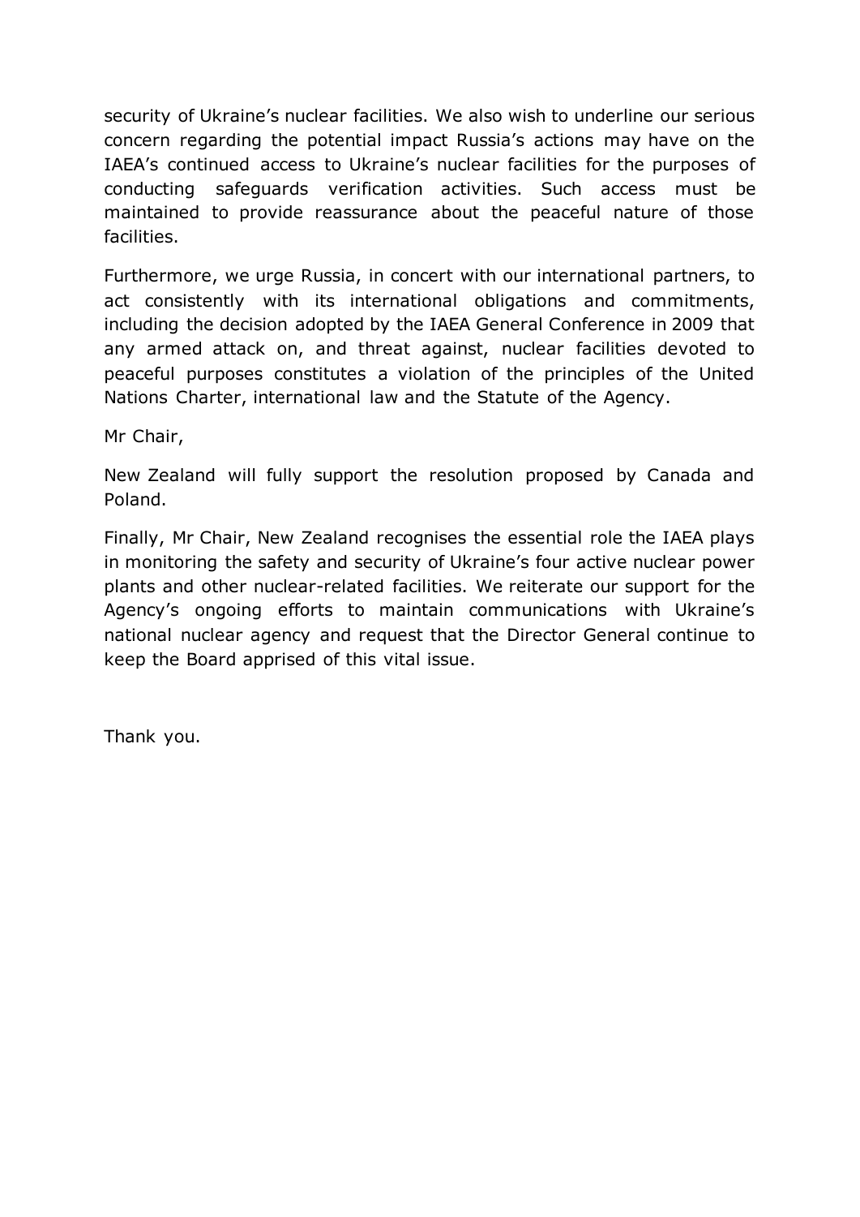security of Ukraine's nuclear facilities. We also wish to underline our serious concern regarding the potential impact Russia's actions may have on the IAEA's continued access to Ukraine's nuclear facilities for the purposes of conducting safeguards verification activities. Such access must be maintained to provide reassurance about the peaceful nature of those facilities.

Furthermore, we urge Russia, in concert with our international partners, to act consistently with its international obligations and commitments, including the decision adopted by the IAEA General Conference in 2009 that any armed attack on, and threat against, nuclear facilities devoted to peaceful purposes constitutes a violation of the principles of the United Nations Charter, international law and the Statute of the Agency.

Mr Chair,

New Zealand will fully support the resolution proposed by Canada and Poland.

Finally, Mr Chair, New Zealand recognises the essential role the IAEA plays in monitoring the safety and security of Ukraine's four active nuclear power plants and other nuclear-related facilities. We reiterate our support for the Agency's ongoing efforts to maintain communications with Ukraine's national nuclear agency and request that the Director General continue to keep the Board apprised of this vital issue.

Thank you.